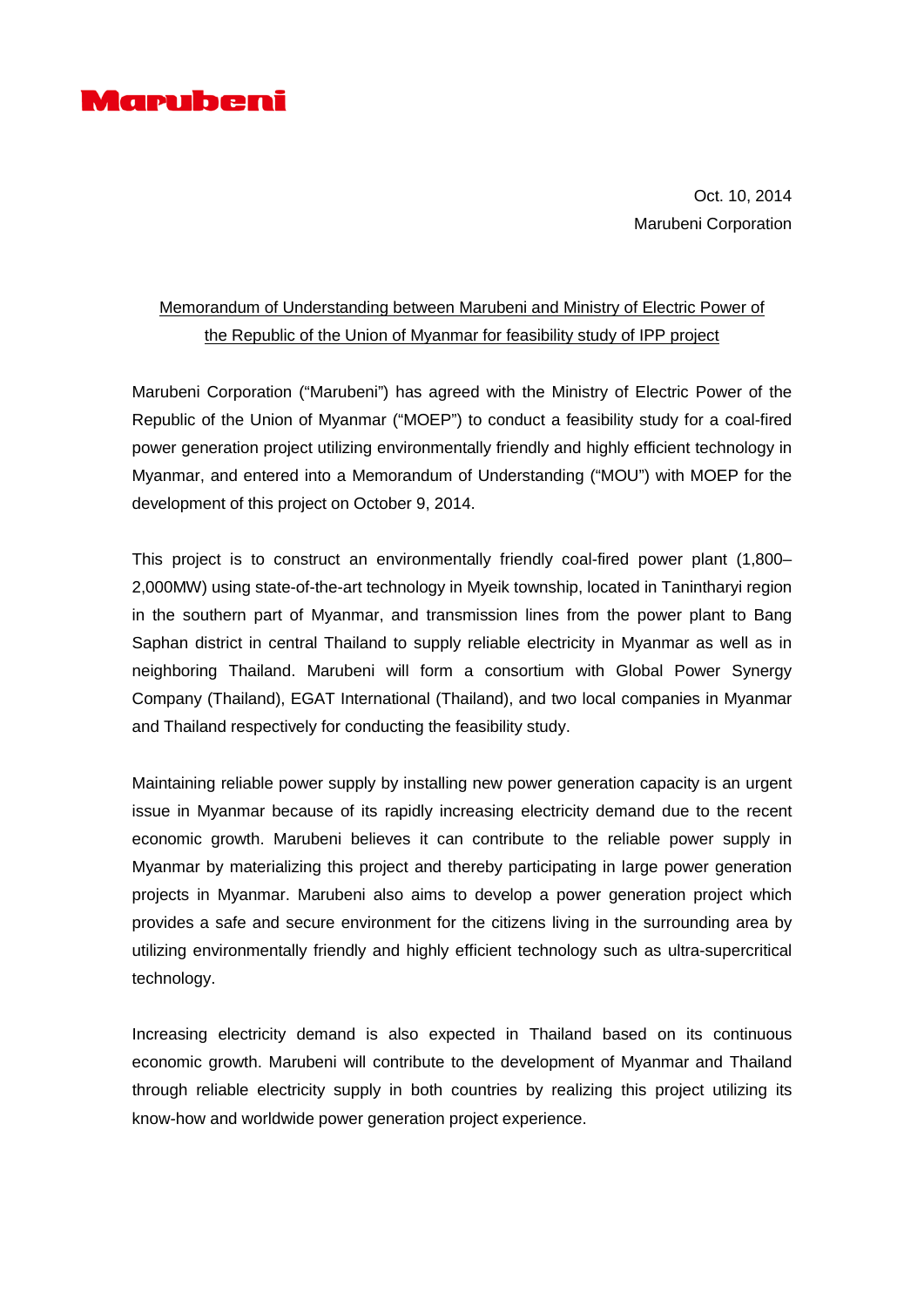Marubeni

Oct. 10, 2014
Marubeni Corporation

## Memorandum of Understanding between Marubeni and Ministry of Electric Power of the Republic of the Union of Myanmar for feasibility study of IPP project

Marubeni Corporation ("Marubeni") has agreed with the Ministry of Electric Power of the Republic of the Union of Myanmar ("MOEP") to conduct a feasibility study for a coal-fired power generation project utilizing environmentally friendly and highly efficient technology in Myanmar, and entered into a Memorandum of Understanding ("MOU") with MOEP for the development of this project on October 9, 2014.

This project is to construct an environmentally friendly coal-fired power plant (1,800–2,000MW) using state-of-the-art technology in Myeik township, located in Tanintharyi region in the southern part of Myanmar, and transmission lines from the power plant to Bang Saphan district in central Thailand to supply reliable electricity in Myanmar as well as in neighboring Thailand. Marubeni will form a consortium with Global Power Synergy Company (Thailand), EGAT International (Thailand), and two local companies in Myanmar and Thailand respectively for conducting the feasibility study.

Maintaining reliable power supply by installing new power generation capacity is an urgent issue in Myanmar because of its rapidly increasing electricity demand due to the recent economic growth. Marubeni believes it can contribute to the reliable power supply in Myanmar by materializing this project and thereby participating in large power generation projects in Myanmar. Marubeni also aims to develop a power generation project which provides a safe and secure environment for the citizens living in the surrounding area by utilizing environmentally friendly and highly efficient technology such as ultra-supercritical technology.

Increasing electricity demand is also expected in Thailand based on its continuous economic growth. Marubeni will contribute to the development of Myanmar and Thailand through reliable electricity supply in both countries by realizing this project utilizing its know-how and worldwide power generation project experience.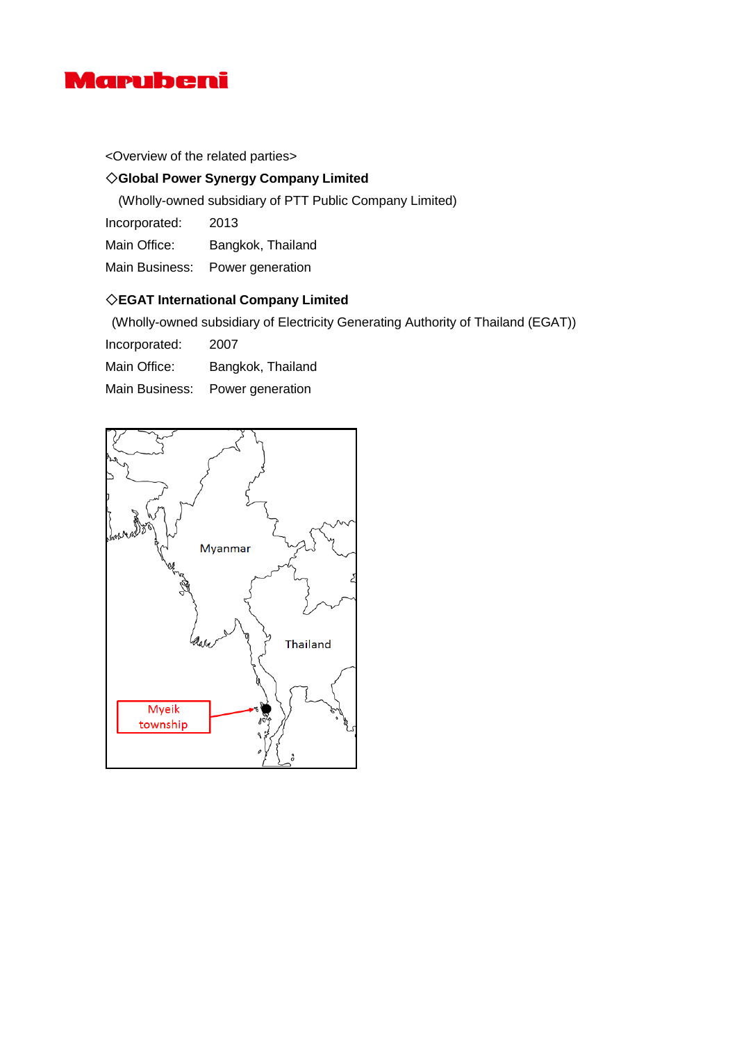<Overview of the related parties>

◇**Global Power Synergy Company Limited**

(Wholly-owned subsidiary of PTT Public Company Limited)

| | |
|---|---|
| Incorporated: | 2013 |
| Main Office: | Bangkok, Thailand |
| Main Business: | Power generation |

◇**EGAT International Company Limited**

(Wholly-owned subsidiary of Electricity Generating Authority of Thailand (EGAT))

| | |
|---|---|
| Incorporated: | 2007 |
| Main Office: | Bangkok, Thailand |
| Main Business: | Power generation |

Myanmar

Thailand

Myeik township